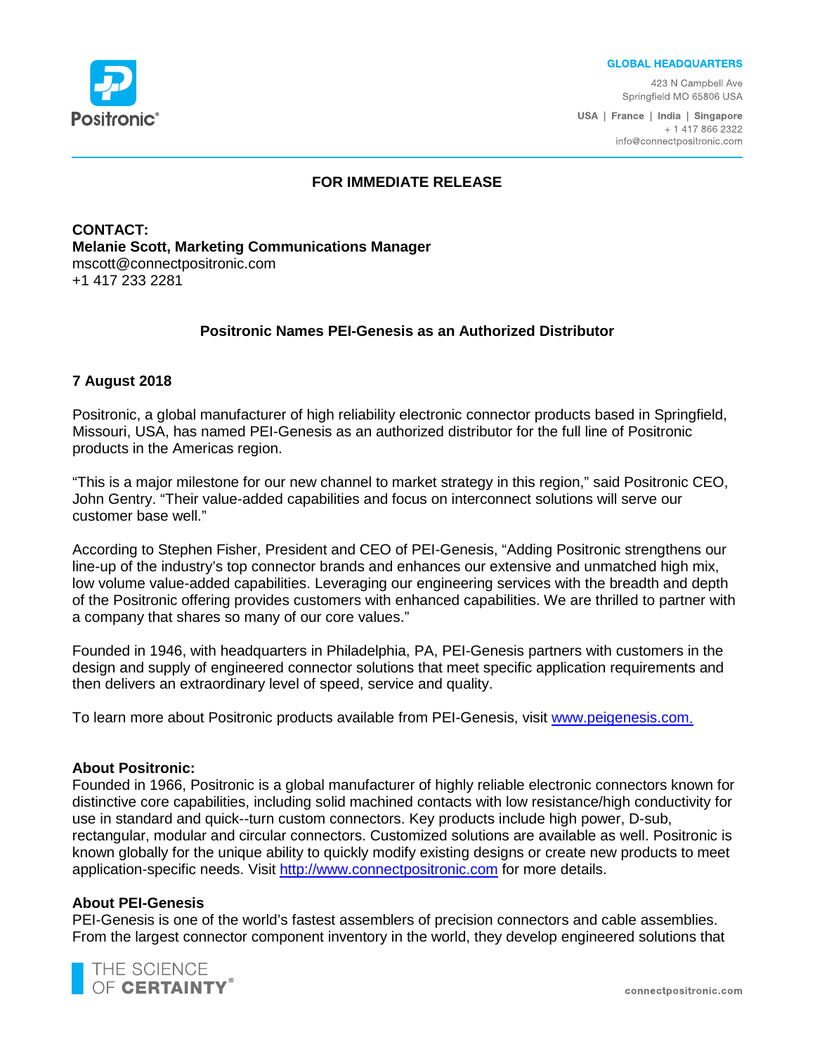Positronic

**GLOBAL HEADQUARTERS**

423 N Campbell Ave
Springfield MO 65806 USA

USA | France | India | Singapore
+ 1 417 866 2322
info@connectpositronic.com

**FOR IMMEDIATE RELEASE**

**CONTACT:**
**Melanie Scott, Marketing Communications Manager**
mscott@connectpositronic.com
+1 417 233 2281

## Positronic Names PEI-Genesis as an Authorized Distributor

**7 August 2018**

Positronic, a global manufacturer of high reliability electronic connector products based in Springfield, Missouri, USA, has named PEI-Genesis as an authorized distributor for the full line of Positronic products in the Americas region.

"This is a major milestone for our new channel to market strategy in this region," said Positronic CEO, John Gentry. "Their value-added capabilities and focus on interconnect solutions will serve our customer base well."

According to Stephen Fisher, President and CEO of PEI-Genesis, "Adding Positronic strengthens our line-up of the industry's top connector brands and enhances our extensive and unmatched high mix, low volume value-added capabilities. Leveraging our engineering services with the breadth and depth of the Positronic offering provides customers with enhanced capabilities. We are thrilled to partner with a company that shares so many of our core values."

Founded in 1946, with headquarters in Philadelphia, PA, PEI-Genesis partners with customers in the design and supply of engineered connector solutions that meet specific application requirements and then delivers an extraordinary level of speed, service and quality.

To learn more about Positronic products available from PEI-Genesis, visit www.peigenesis.com.

**About Positronic:**
Founded in 1966, Positronic is a global manufacturer of highly reliable electronic connectors known for distinctive core capabilities, including solid machined contacts with low resistance/high conductivity for use in standard and quick--turn custom connectors. Key products include high power, D-sub, rectangular, modular and circular connectors. Customized solutions are available as well. Positronic is known globally for the unique ability to quickly modify existing designs or create new products to meet application-specific needs. Visit http://www.connectpositronic.com for more details.

**About PEI-Genesis**
PEI-Genesis is one of the world's fastest assemblers of precision connectors and cable assemblies. From the largest connector component inventory in the world, they develop engineered solutions that

THE SCIENCE OF **CERTAINTY**®

connectpositronic.com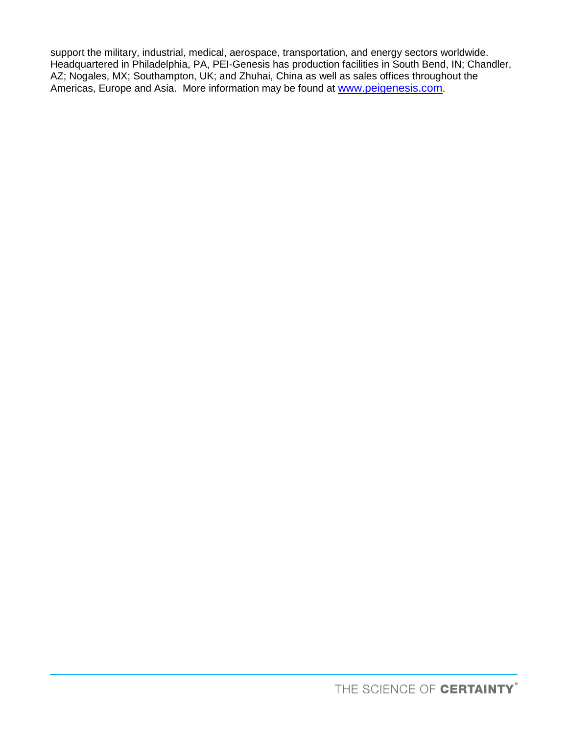support the military, industrial, medical, aerospace, transportation, and energy sectors worldwide. Headquartered in Philadelphia, PA, PEI-Genesis has production facilities in South Bend, IN; Chandler, AZ; Nogales, MX; Southampton, UK; and Zhuhai, China as well as sales offices throughout the Americas, Europe and Asia. More information may be found at [www.peigenesis.com](http://www.peigenesis.com).